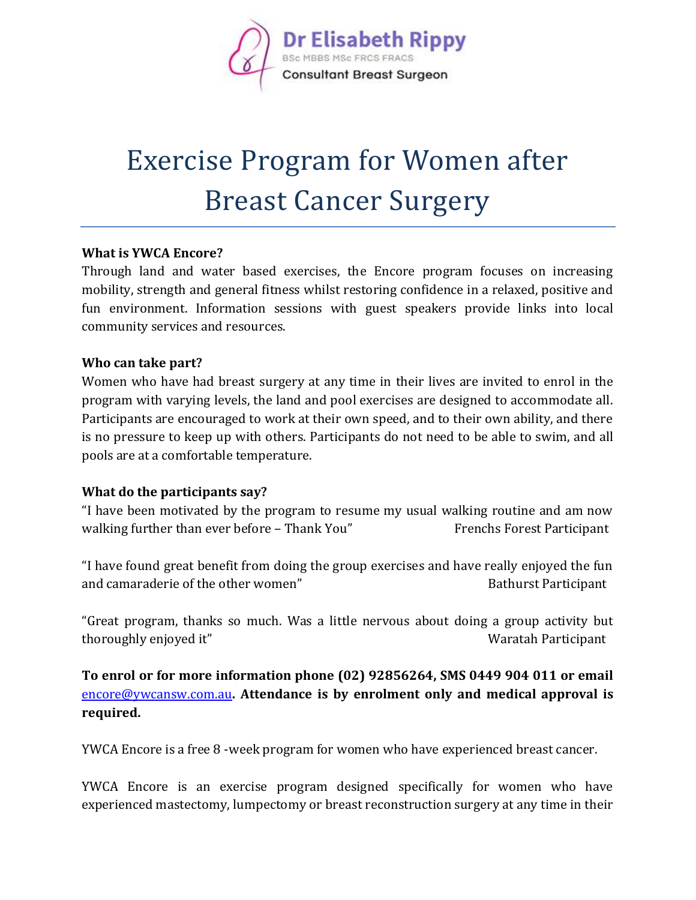Dr Elisabeth Rippy
BSc MBBS MSc FRCS FRACS
Consultant Breast Surgeon

# Exercise Program for Women after Breast Cancer Surgery

**What is YWCA Encore?**
Through land and water based exercises, the Encore program focuses on increasing mobility, strength and general fitness whilst restoring confidence in a relaxed, positive and fun environment. Information sessions with guest speakers provide links into local community services and resources.

**Who can take part?**
Women who have had breast surgery at any time in their lives are invited to enrol in the program with varying levels, the land and pool exercises are designed to accommodate all. Participants are encouraged to work at their own speed, and to their own ability, and there is no pressure to keep up with others. Participants do not need to be able to swim, and all pools are at a comfortable temperature.

**What do the participants say?**
"I have been motivated by the program to resume my usual walking routine and am now walking further than ever before – Thank You" Frenchs Forest Participant

"I have found great benefit from doing the group exercises and have really enjoyed the fun and camaraderie of the other women" Bathurst Participant

"Great program, thanks so much. Was a little nervous about doing a group activity but thoroughly enjoyed it" Waratah Participant

**To enrol or for more information phone (02) 92856264, SMS 0449 904 011 or email** encore@ywcansw.com.au**. Attendance is by enrolment only and medical approval is required.**

YWCA Encore is a free 8 -week program for women who have experienced breast cancer.

YWCA Encore is an exercise program designed specifically for women who have experienced mastectomy, lumpectomy or breast reconstruction surgery at any time in their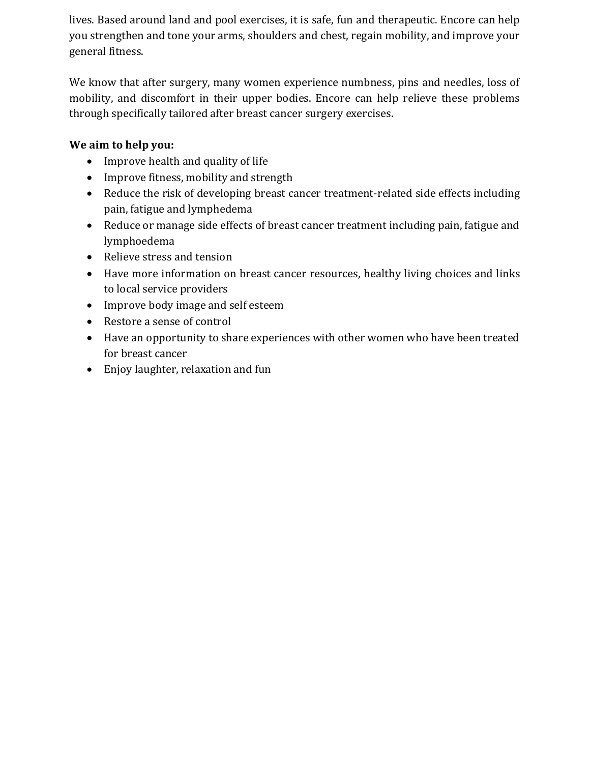lives. Based around land and pool exercises, it is safe, fun and therapeutic. Encore can help you strengthen and tone your arms, shoulders and chest, regain mobility, and improve your general fitness.

We know that after surgery, many women experience numbness, pins and needles, loss of mobility, and discomfort in their upper bodies. Encore can help relieve these problems through specifically tailored after breast cancer surgery exercises.

**We aim to help you:**

- Improve health and quality of life
- Improve fitness, mobility and strength
- Reduce the risk of developing breast cancer treatment-related side effects including pain, fatigue and lymphedema
- Reduce or manage side effects of breast cancer treatment including pain, fatigue and lymphoedema
- Relieve stress and tension
- Have more information on breast cancer resources, healthy living choices and links to local service providers
- Improve body image and self esteem
- Restore a sense of control
- Have an opportunity to share experiences with other women who have been treated for breast cancer
- Enjoy laughter, relaxation and fun